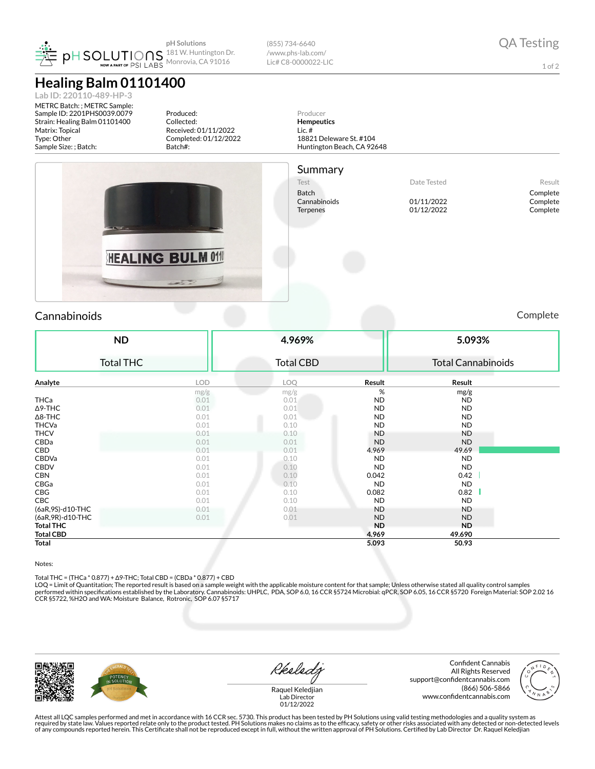pH Solutions
181 W. Huntington Dr.
Monrovia, CA 91016

(855) 734-6640
/www.phs-lab.com/
Lic# C8-0000022-LIC

QA Testing

# Healing Balm 01101400

Lab ID: 220110-489-HP-3

METRC Batch: ; METRC Sample:
Sample ID: 2201PHS0039.0079
Strain: Healing Balm 01101400
Matrix: Topical
Type: Other
Sample Size: ; Batch:

Produced:
Collected:
Received: 01/11/2022
Completed: 01/12/2022
Batch#:

Producer
**Hempeutics**
Lic. #
18821 Deleware St. #104
Huntington Beach, CA 92648

## Summary

| Test | Date Tested | Result |
|---|---|---|
| Batch | | Complete |
| Cannabinoids | 01/11/2022 | Complete |
| Terpenes | 01/12/2022 | Complete |

## Cannabinoids

Complete

| ND | 4.969% | 5.093% |
|---|---|---|
| Total THC | Total CBD | Total Cannabinoids |

| Analyte | LOD | LOQ | Result | Result |
|---|---|---|---|---|
| | mg/g | mg/g | % | mg/g |
| THCa | 0.01 | 0.01 | ND | ND |
| Δ9-THC | 0.01 | 0.01 | ND | ND |
| Δ8-THC | 0.01 | 0.01 | ND | ND |
| THCVa | 0.01 | 0.10 | ND | ND |
| THCV | 0.01 | 0.10 | ND | ND |
| CBDa | 0.01 | 0.01 | ND | ND |
| CBD | 0.01 | 0.01 | 4.969 | 49.69 |
| CBDVa | 0.01 | 0.10 | ND | ND |
| CBDV | 0.01 | 0.10 | ND | ND |
| CBN | 0.01 | 0.10 | 0.042 | 0.42 |
| CBGa | 0.01 | 0.10 | ND | ND |
| CBG | 0.01 | 0.10 | 0.082 | 0.82 |
| CBC | 0.01 | 0.10 | ND | ND |
| (6aR,9S)-d10-THC | 0.01 | 0.01 | ND | ND |
| (6aR,9R)-d10-THC | 0.01 | 0.01 | ND | ND |
| **Total THC** | | | **ND** | **ND** |
| **Total CBD** | | | **4.969** | **49.690** |
| **Total** | | | **5.093** | **50.93** |

Notes:

Total THC = (THCa * 0.877) + Δ9-THC; Total CBD = (CBDa * 0.877) + CBD
LOQ = Limit of Quantitation; The reported result is based on a sample weight with the applicable moisture content for that sample; Unless otherwise stated all quality control samples performed within specifications established by the Laboratory. Cannabinoids: UHPLC, PDA, SOP 6.0, 16 CCR §5724 Microbial: qPCR, SOP 6.05, 16 CCR §5720 Foreign Material: SOP 2.02 16 CCR §5722, %H2O and WA: Moisture Balance, Rotronic, SOP 6.07 §5717

Raquel Keledjian
Lab Director
01/12/2022

Confident Cannabis
All Rights Reserved
support@confidentcannabis.com
(866) 506-5866
www.confidentcannabis.com

Attest all LQC samples performed and met in accordance with 16 CCR sec. 5730. This product has been tested by PH Solutions using valid testing methodologies and a quality system as required by state law. Values reported relate only to the product tested. PH Solutions makes no claims as to the efficacy, safety or other risks associated with any detected or non-detected levels of any compounds reported herein. This Certificate shall not be reproduced except in full, without the written approval of PH Solutions. Certified by Lab Director Dr. Raquel Keledjian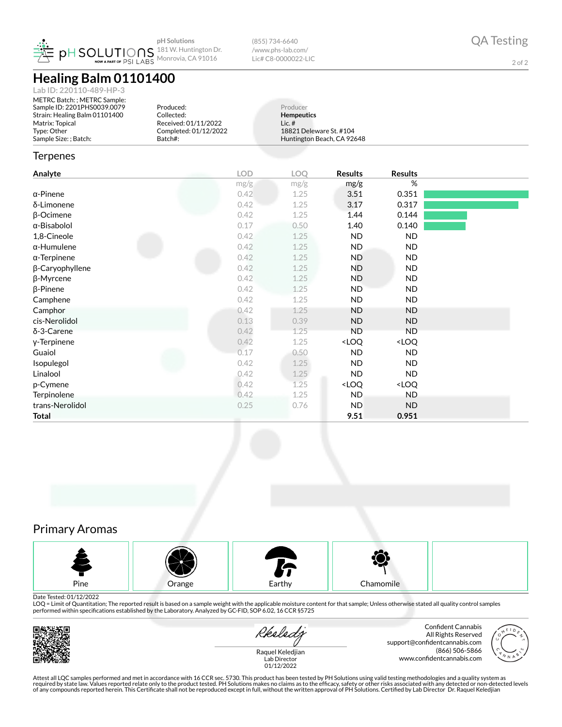pH Solutions
181 W. Huntington Dr.
Monrovia, CA 91016

(855) 734-6640
/www.phs-lab.com/
Lic# C8-0000022-LIC

QA Testing

# Healing Balm 01101400

Lab ID: 220110-489-HP-3

METRC Batch: ; METRC Sample:
Sample ID: 2201PHS0039.0079
Strain: Healing Balm 01101400
Matrix: Topical
Type: Other
Sample Size: ; Batch:

Produced:
Collected:
Received: 01/11/2022
Completed: 01/12/2022
Batch#:

Producer
**Hempeutics**
Lic. #
18821 Deleware St. #104
Huntington Beach, CA 92648

## Terpenes

| Analyte | LOD | LOQ | Results | Results |
|---|---|---|---|---|
| | mg/g | mg/g | mg/g | % |
| α-Pinene | 0.42 | 1.25 | 3.51 | 0.351 |
| δ-Limonene | 0.42 | 1.25 | 3.17 | 0.317 |
| β-Ocimene | 0.42 | 1.25 | 1.44 | 0.144 |
| α-Bisabolol | 0.17 | 0.50 | 1.40 | 0.140 |
| 1,8-Cineole | 0.42 | 1.25 | ND | ND |
| α-Humulene | 0.42 | 1.25 | ND | ND |
| α-Terpinene | 0.42 | 1.25 | ND | ND |
| β-Caryophyllene | 0.42 | 1.25 | ND | ND |
| β-Myrcene | 0.42 | 1.25 | ND | ND |
| β-Pinene | 0.42 | 1.25 | ND | ND |
| Camphene | 0.42 | 1.25 | ND | ND |
| Camphor | 0.42 | 1.25 | ND | ND |
| cis-Nerolidol | 0.13 | 0.39 | ND | ND |
| δ-3-Carene | 0.42 | 1.25 | ND | ND |
| γ-Terpinene | 0.42 | 1.25 | <LOQ | <LOQ |
| Guaiol | 0.17 | 0.50 | ND | ND |
| Isopulegol | 0.42 | 1.25 | ND | ND |
| Linalool | 0.42 | 1.25 | ND | ND |
| p-Cymene | 0.42 | 1.25 | <LOQ | <LOQ |
| Terpinolene | 0.42 | 1.25 | ND | ND |
| trans-Nerolidol | 0.25 | 0.76 | ND | ND |
| **Total** | | | **9.51** | **0.951** |

## Primary Aromas

Pine
Orange
Earthy
Chamomile

Date Tested: 01/12/2022
LOQ = Limit of Quantitation; The reported result is based on a sample weight with the applicable moisture content for that sample; Unless otherwise stated all quality control samples performed within specifications established by the Laboratory. Analyzed by GC-FID, SOP 6.02, 16 CCR §5725

Raquel Keledjian
Lab Director
01/12/2022

Confident Cannabis
All Rights Reserved
support@confidentcannabis.com
(866) 506-5866
www.confidentcannabis.com

Attest all LQC samples performed and met in accordance with 16 CCR sec. 5730. This product has been tested by PH Solutions using valid testing methodologies and a quality system as required by state law. Values reported relate only to the product tested. PH Solutions makes no claims as to the efficacy, safety or other risks associated with any detected or non-detected levels of any compounds reported herein. This Certificate shall not be reproduced except in full, without the written approval of PH Solutions. Certified by Lab Director Dr. Raquel Keledjian